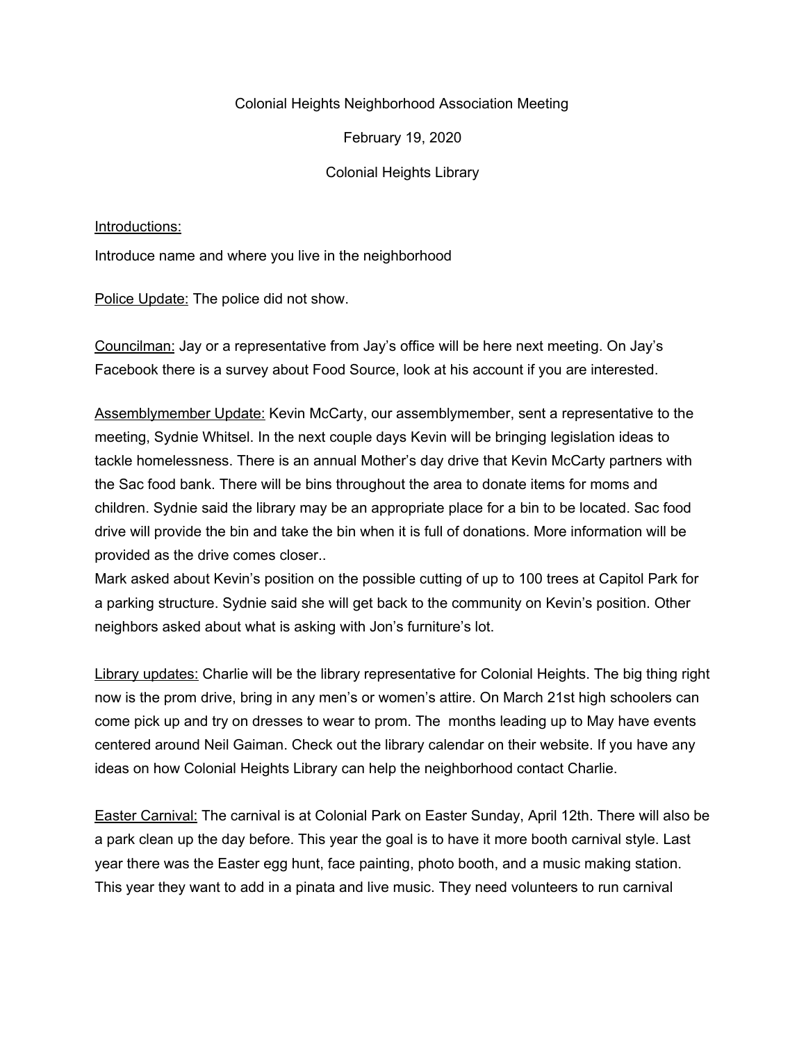Colonial Heights Neighborhood Association Meeting

February 19, 2020

Colonial Heights Library

<u>Introductions:</u>

Introduce name and where you live in the neighborhood

<u>Police Update:</u> The police did not show.

<u>Councilman:</u> Jay or a representative from Jay's office will be here next meeting. On Jay's Facebook there is a survey about Food Source, look at his account if you are interested.

<u>Assemblymember Update:</u> Kevin McCarty, our assemblymember, sent a representative to the meeting, Sydnie Whitsel. In the next couple days Kevin will be bringing legislation ideas to tackle homelessness. There is an annual Mother's day drive that Kevin McCarty partners with the Sac food bank. There will be bins throughout the area to donate items for moms and children. Sydnie said the library may be an appropriate place for a bin to be located. Sac food drive will provide the bin and take the bin when it is full of donations. More information will be provided as the drive comes closer..
Mark asked about Kevin's position on the possible cutting of up to 100 trees at Capitol Park for a parking structure. Sydnie said she will get back to the community on Kevin's position. Other neighbors asked about what is asking with Jon's furniture's lot.

<u>Library updates:</u> Charlie will be the library representative for Colonial Heights. The big thing right now is the prom drive, bring in any men's or women's attire. On March 21st high schoolers can come pick up and try on dresses to wear to prom. The months leading up to May have events centered around Neil Gaiman. Check out the library calendar on their website. If you have any ideas on how Colonial Heights Library can help the neighborhood contact Charlie.

<u>Easter Carnival:</u> The carnival is at Colonial Park on Easter Sunday, April 12th. There will also be a park clean up the day before. This year the goal is to have it more booth carnival style. Last year there was the Easter egg hunt, face painting, photo booth, and a music making station. This year they want to add in a pinata and live music. They need volunteers to run carnival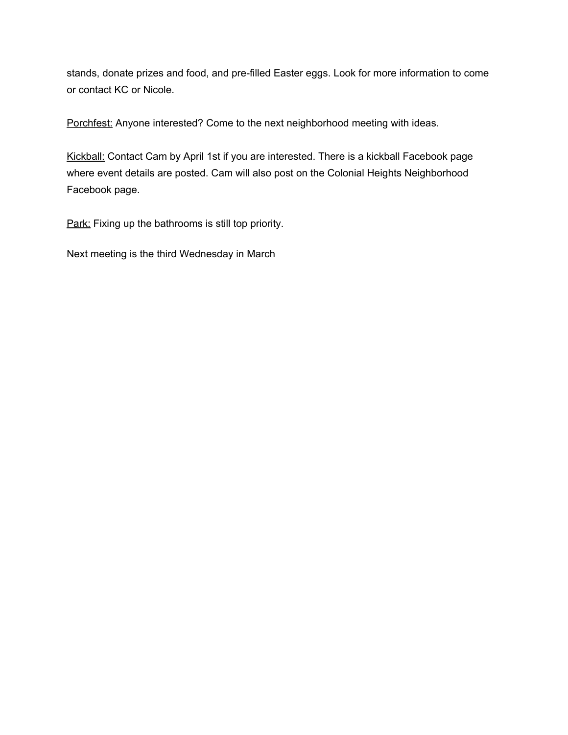stands, donate prizes and food, and pre-filled Easter eggs. Look for more information to come or contact KC or Nicole.

<u>Porchfest:</u> Anyone interested? Come to the next neighborhood meeting with ideas.

<u>Kickball:</u> Contact Cam by April 1st if you are interested. There is a kickball Facebook page where event details are posted. Cam will also post on the Colonial Heights Neighborhood Facebook page.

<u>Park:</u> Fixing up the bathrooms is still top priority.

Next meeting is the third Wednesday in March